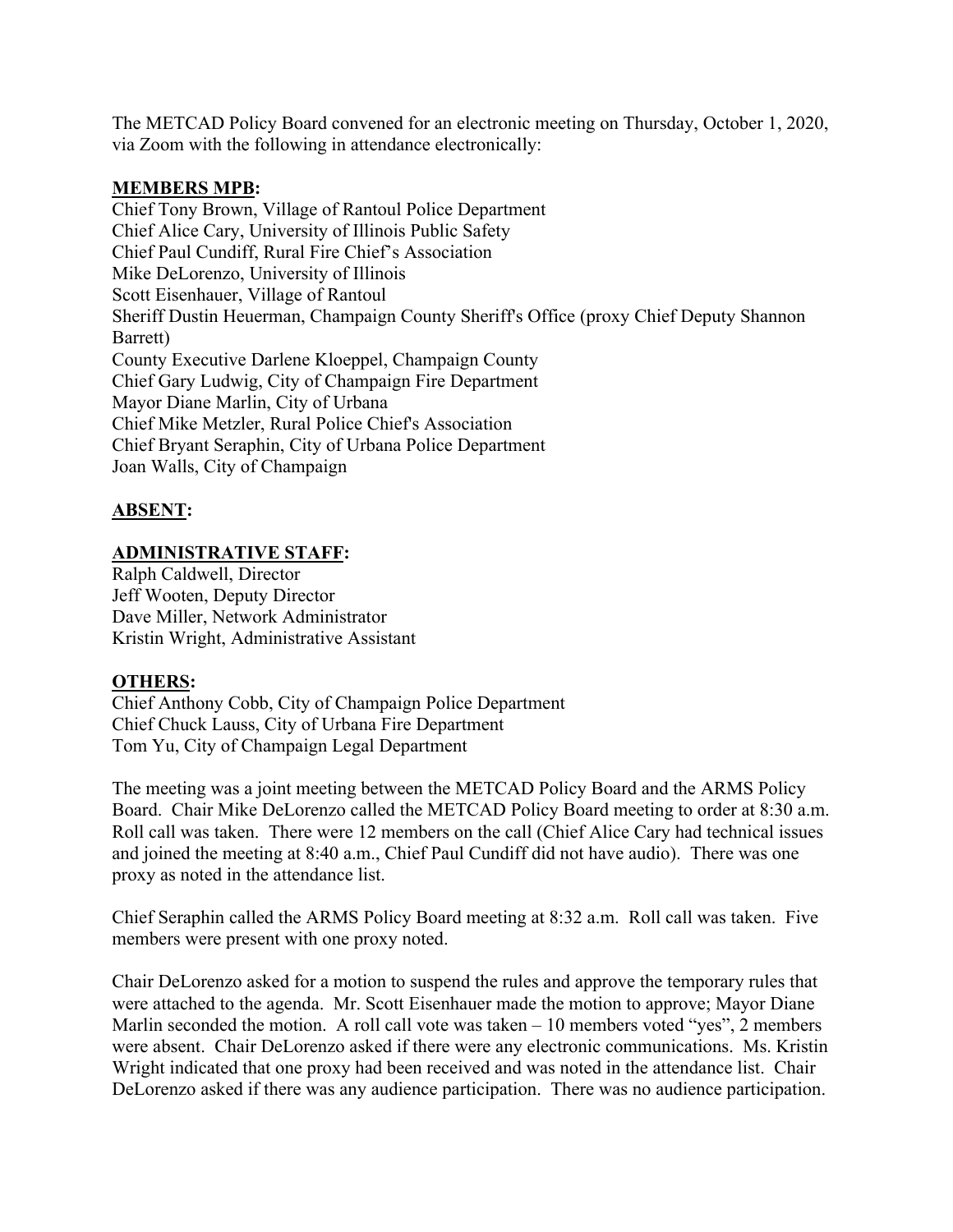The METCAD Policy Board convened for an electronic meeting on Thursday, October 1, 2020, via Zoom with the following in attendance electronically:

**MEMBERS MPB:**

Chief Tony Brown, Village of Rantoul Police Department
Chief Alice Cary, University of Illinois Public Safety
Chief Paul Cundiff, Rural Fire Chief's Association
Mike DeLorenzo, University of Illinois
Scott Eisenhauer, Village of Rantoul
Sheriff Dustin Heuerman, Champaign County Sheriff's Office (proxy Chief Deputy Shannon Barrett)
County Executive Darlene Kloeppel, Champaign County
Chief Gary Ludwig, City of Champaign Fire Department
Mayor Diane Marlin, City of Urbana
Chief Mike Metzler, Rural Police Chief's Association
Chief Bryant Seraphin, City of Urbana Police Department
Joan Walls, City of Champaign

**ABSENT:**

**ADMINISTRATIVE STAFF:**

Ralph Caldwell, Director
Jeff Wooten, Deputy Director
Dave Miller, Network Administrator
Kristin Wright, Administrative Assistant

**OTHERS:**

Chief Anthony Cobb, City of Champaign Police Department
Chief Chuck Lauss, City of Urbana Fire Department
Tom Yu, City of Champaign Legal Department

The meeting was a joint meeting between the METCAD Policy Board and the ARMS Policy Board. Chair Mike DeLorenzo called the METCAD Policy Board meeting to order at 8:30 a.m. Roll call was taken. There were 12 members on the call (Chief Alice Cary had technical issues and joined the meeting at 8:40 a.m., Chief Paul Cundiff did not have audio). There was one proxy as noted in the attendance list.

Chief Seraphin called the ARMS Policy Board meeting at 8:32 a.m. Roll call was taken. Five members were present with one proxy noted.

Chair DeLorenzo asked for a motion to suspend the rules and approve the temporary rules that were attached to the agenda. Mr. Scott Eisenhauer made the motion to approve; Mayor Diane Marlin seconded the motion. A roll call vote was taken – 10 members voted "yes", 2 members were absent. Chair DeLorenzo asked if there were any electronic communications. Ms. Kristin Wright indicated that one proxy had been received and was noted in the attendance list. Chair DeLorenzo asked if there was any audience participation. There was no audience participation.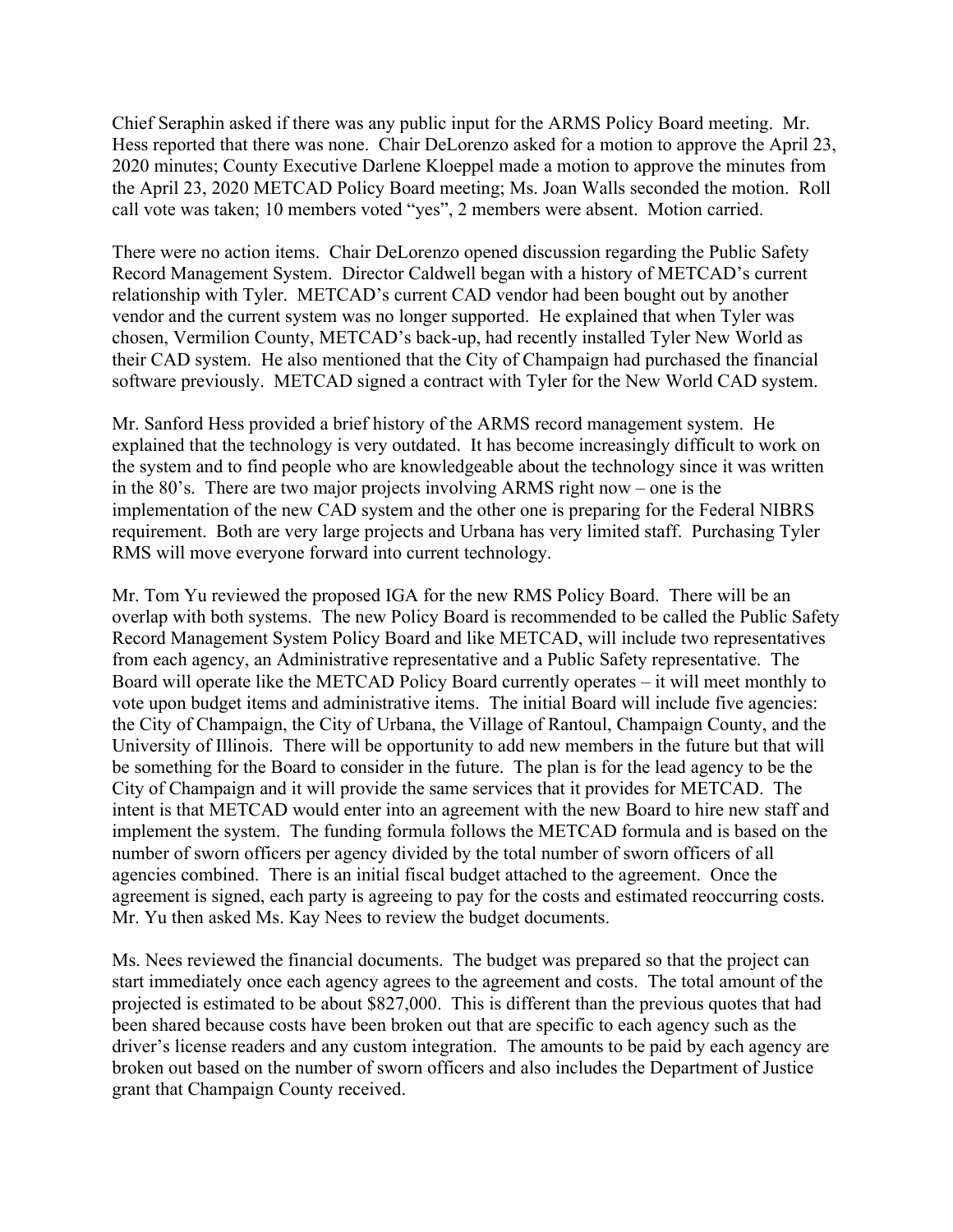Chief Seraphin asked if there was any public input for the ARMS Policy Board meeting. Mr. Hess reported that there was none. Chair DeLorenzo asked for a motion to approve the April 23, 2020 minutes; County Executive Darlene Kloeppel made a motion to approve the minutes from the April 23, 2020 METCAD Policy Board meeting; Ms. Joan Walls seconded the motion. Roll call vote was taken; 10 members voted "yes", 2 members were absent. Motion carried.

There were no action items. Chair DeLorenzo opened discussion regarding the Public Safety Record Management System. Director Caldwell began with a history of METCAD's current relationship with Tyler. METCAD's current CAD vendor had been bought out by another vendor and the current system was no longer supported. He explained that when Tyler was chosen, Vermilion County, METCAD's back-up, had recently installed Tyler New World as their CAD system. He also mentioned that the City of Champaign had purchased the financial software previously. METCAD signed a contract with Tyler for the New World CAD system.

Mr. Sanford Hess provided a brief history of the ARMS record management system. He explained that the technology is very outdated. It has become increasingly difficult to work on the system and to find people who are knowledgeable about the technology since it was written in the 80's. There are two major projects involving ARMS right now – one is the implementation of the new CAD system and the other one is preparing for the Federal NIBRS requirement. Both are very large projects and Urbana has very limited staff. Purchasing Tyler RMS will move everyone forward into current technology.

Mr. Tom Yu reviewed the proposed IGA for the new RMS Policy Board. There will be an overlap with both systems. The new Policy Board is recommended to be called the Public Safety Record Management System Policy Board and like METCAD, will include two representatives from each agency, an Administrative representative and a Public Safety representative. The Board will operate like the METCAD Policy Board currently operates – it will meet monthly to vote upon budget items and administrative items. The initial Board will include five agencies: the City of Champaign, the City of Urbana, the Village of Rantoul, Champaign County, and the University of Illinois. There will be opportunity to add new members in the future but that will be something for the Board to consider in the future. The plan is for the lead agency to be the City of Champaign and it will provide the same services that it provides for METCAD. The intent is that METCAD would enter into an agreement with the new Board to hire new staff and implement the system. The funding formula follows the METCAD formula and is based on the number of sworn officers per agency divided by the total number of sworn officers of all agencies combined. There is an initial fiscal budget attached to the agreement. Once the agreement is signed, each party is agreeing to pay for the costs and estimated reoccurring costs. Mr. Yu then asked Ms. Kay Nees to review the budget documents.

Ms. Nees reviewed the financial documents. The budget was prepared so that the project can start immediately once each agency agrees to the agreement and costs. The total amount of the projected is estimated to be about $827,000. This is different than the previous quotes that had been shared because costs have been broken out that are specific to each agency such as the driver's license readers and any custom integration. The amounts to be paid by each agency are broken out based on the number of sworn officers and also includes the Department of Justice grant that Champaign County received.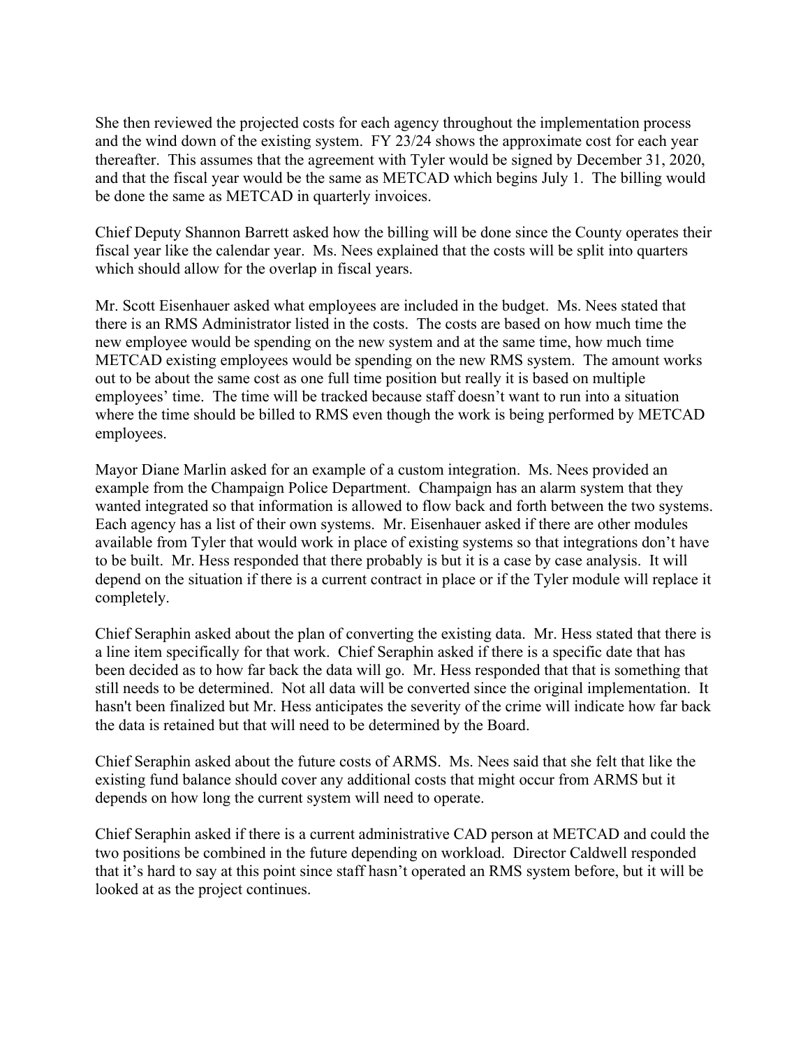She then reviewed the projected costs for each agency throughout the implementation process and the wind down of the existing system. FY 23/24 shows the approximate cost for each year thereafter. This assumes that the agreement with Tyler would be signed by December 31, 2020, and that the fiscal year would be the same as METCAD which begins July 1. The billing would be done the same as METCAD in quarterly invoices.

Chief Deputy Shannon Barrett asked how the billing will be done since the County operates their fiscal year like the calendar year. Ms. Nees explained that the costs will be split into quarters which should allow for the overlap in fiscal years.

Mr. Scott Eisenhauer asked what employees are included in the budget. Ms. Nees stated that there is an RMS Administrator listed in the costs. The costs are based on how much time the new employee would be spending on the new system and at the same time, how much time METCAD existing employees would be spending on the new RMS system. The amount works out to be about the same cost as one full time position but really it is based on multiple employees' time. The time will be tracked because staff doesn't want to run into a situation where the time should be billed to RMS even though the work is being performed by METCAD employees.

Mayor Diane Marlin asked for an example of a custom integration. Ms. Nees provided an example from the Champaign Police Department. Champaign has an alarm system that they wanted integrated so that information is allowed to flow back and forth between the two systems. Each agency has a list of their own systems. Mr. Eisenhauer asked if there are other modules available from Tyler that would work in place of existing systems so that integrations don't have to be built. Mr. Hess responded that there probably is but it is a case by case analysis. It will depend on the situation if there is a current contract in place or if the Tyler module will replace it completely.

Chief Seraphin asked about the plan of converting the existing data. Mr. Hess stated that there is a line item specifically for that work. Chief Seraphin asked if there is a specific date that has been decided as to how far back the data will go. Mr. Hess responded that that is something that still needs to be determined. Not all data will be converted since the original implementation. It hasn't been finalized but Mr. Hess anticipates the severity of the crime will indicate how far back the data is retained but that will need to be determined by the Board.

Chief Seraphin asked about the future costs of ARMS. Ms. Nees said that she felt that like the existing fund balance should cover any additional costs that might occur from ARMS but it depends on how long the current system will need to operate.

Chief Seraphin asked if there is a current administrative CAD person at METCAD and could the two positions be combined in the future depending on workload. Director Caldwell responded that it's hard to say at this point since staff hasn't operated an RMS system before, but it will be looked at as the project continues.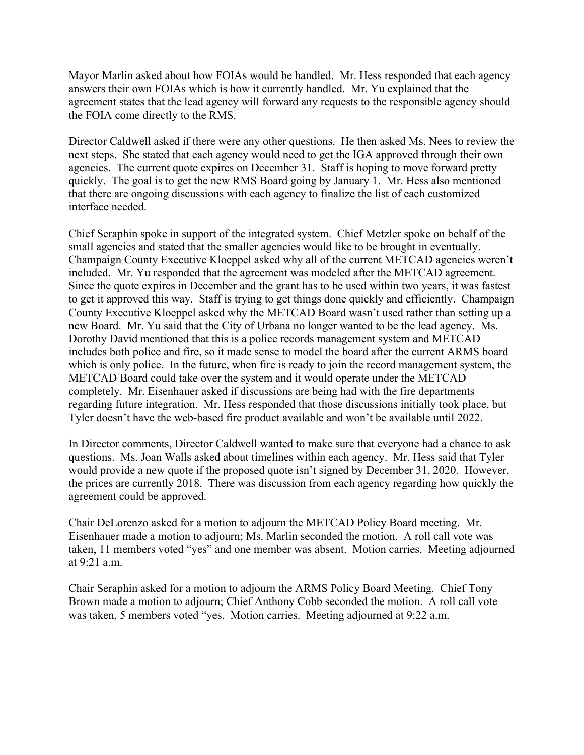Mayor Marlin asked about how FOIAs would be handled. Mr. Hess responded that each agency answers their own FOIAs which is how it currently handled. Mr. Yu explained that the agreement states that the lead agency will forward any requests to the responsible agency should the FOIA come directly to the RMS.

Director Caldwell asked if there were any other questions. He then asked Ms. Nees to review the next steps. She stated that each agency would need to get the IGA approved through their own agencies. The current quote expires on December 31. Staff is hoping to move forward pretty quickly. The goal is to get the new RMS Board going by January 1. Mr. Hess also mentioned that there are ongoing discussions with each agency to finalize the list of each customized interface needed.

Chief Seraphin spoke in support of the integrated system. Chief Metzler spoke on behalf of the small agencies and stated that the smaller agencies would like to be brought in eventually. Champaign County Executive Kloeppel asked why all of the current METCAD agencies weren't included. Mr. Yu responded that the agreement was modeled after the METCAD agreement. Since the quote expires in December and the grant has to be used within two years, it was fastest to get it approved this way. Staff is trying to get things done quickly and efficiently. Champaign County Executive Kloeppel asked why the METCAD Board wasn't used rather than setting up a new Board. Mr. Yu said that the City of Urbana no longer wanted to be the lead agency. Ms. Dorothy David mentioned that this is a police records management system and METCAD includes both police and fire, so it made sense to model the board after the current ARMS board which is only police. In the future, when fire is ready to join the record management system, the METCAD Board could take over the system and it would operate under the METCAD completely. Mr. Eisenhauer asked if discussions are being had with the fire departments regarding future integration. Mr. Hess responded that those discussions initially took place, but Tyler doesn't have the web-based fire product available and won't be available until 2022.

In Director comments, Director Caldwell wanted to make sure that everyone had a chance to ask questions. Ms. Joan Walls asked about timelines within each agency. Mr. Hess said that Tyler would provide a new quote if the proposed quote isn't signed by December 31, 2020. However, the prices are currently 2018. There was discussion from each agency regarding how quickly the agreement could be approved.

Chair DeLorenzo asked for a motion to adjourn the METCAD Policy Board meeting. Mr. Eisenhauer made a motion to adjourn; Ms. Marlin seconded the motion. A roll call vote was taken, 11 members voted "yes" and one member was absent. Motion carries. Meeting adjourned at 9:21 a.m.

Chair Seraphin asked for a motion to adjourn the ARMS Policy Board Meeting. Chief Tony Brown made a motion to adjourn; Chief Anthony Cobb seconded the motion. A roll call vote was taken, 5 members voted "yes. Motion carries. Meeting adjourned at 9:22 a.m.